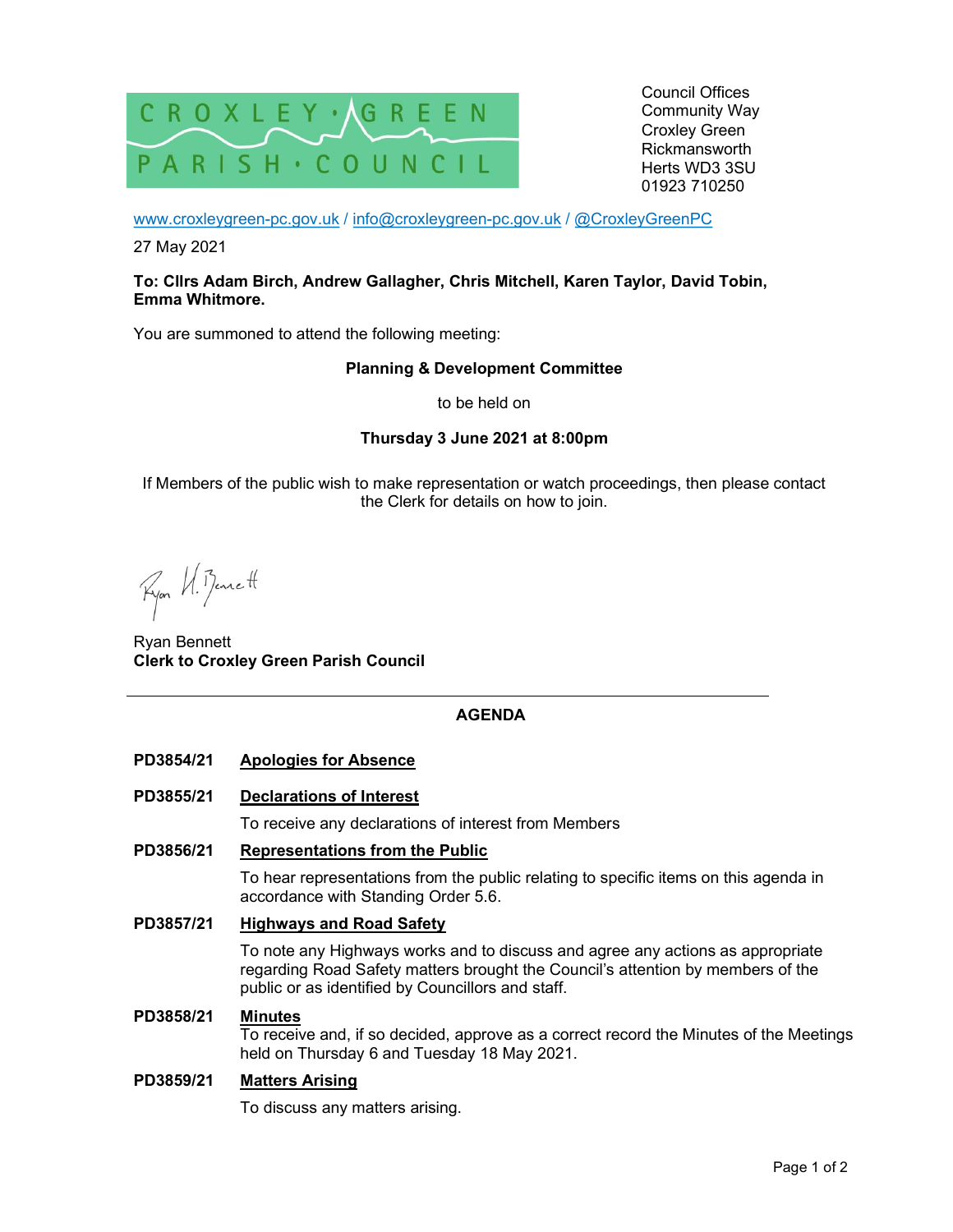CROXLEY · GREEN
PARISH · COUNCIL

Council Offices
Community Way
Croxley Green
Rickmansworth
Herts WD3 3SU
01923 710250

www.croxleygreen-pc.gov.uk / info@croxleygreen-pc.gov.uk / @CroxleyGreenPC

27 May 2021

**To: Cllrs Adam Birch, Andrew Gallagher, Chris Mitchell, Karen Taylor, David Tobin, Emma Whitmore.**

You are summoned to attend the following meeting:

**Planning & Development Committee**

to be held on

**Thursday 3 June 2021 at 8:00pm**

If Members of the public wish to make representation or watch proceedings, then please contact the Clerk for details on how to join.

Ryan H. Bennett

Ryan Bennett
**Clerk to Croxley Green Parish Council**

---

## AGENDA

**PD3854/21** **Apologies for Absence**

**PD3855/21** **Declarations of Interest**

To receive any declarations of interest from Members

**PD3856/21** **Representations from the Public**

To hear representations from the public relating to specific items on this agenda in accordance with Standing Order 5.6.

**PD3857/21** **Highways and Road Safety**

To note any Highways works and to discuss and agree any actions as appropriate regarding Road Safety matters brought the Council's attention by members of the public or as identified by Councillors and staff.

**PD3858/21** **Minutes**

To receive and, if so decided, approve as a correct record the Minutes of the Meetings held on Thursday 6 and Tuesday 18 May 2021.

**PD3859/21** **Matters Arising**

To discuss any matters arising.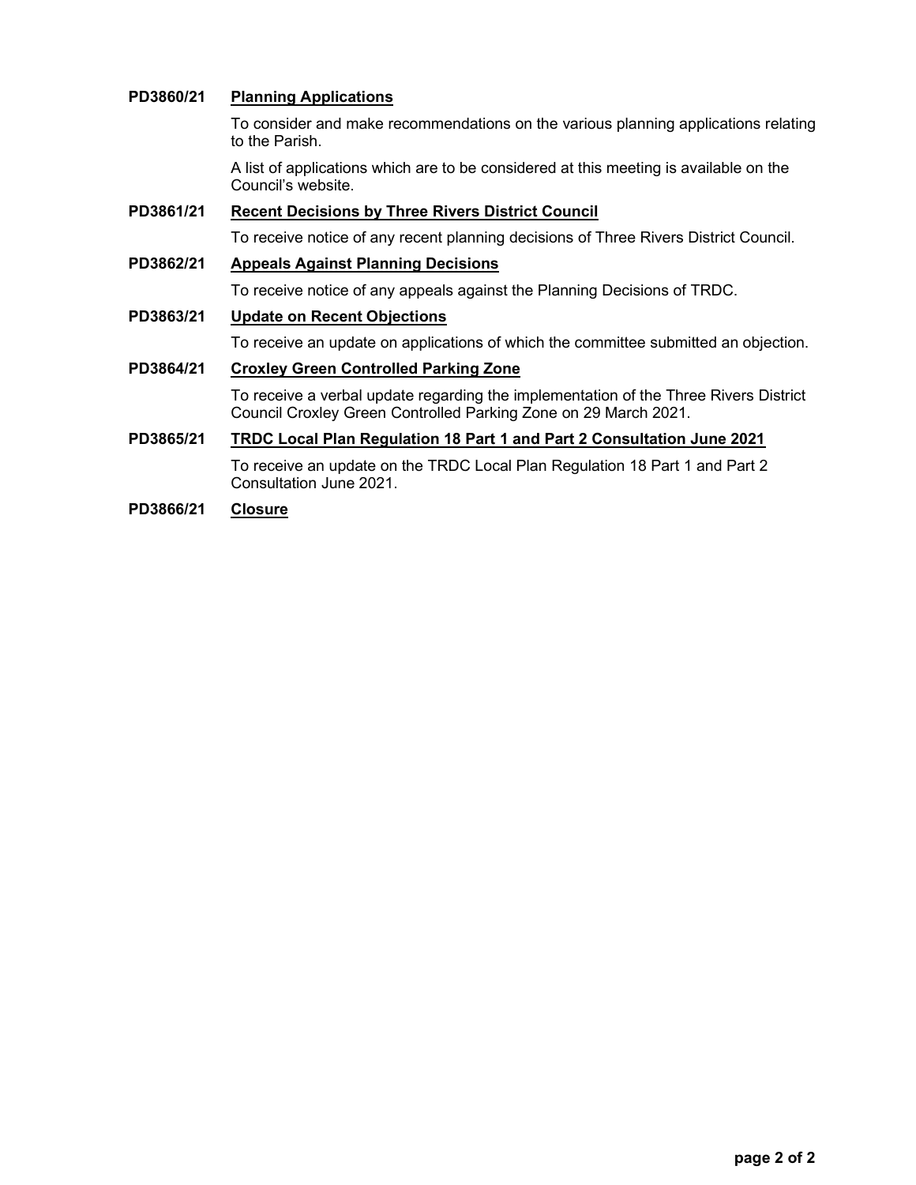**PD3860/21** **Planning Applications**

To consider and make recommendations on the various planning applications relating to the Parish.

A list of applications which are to be considered at this meeting is available on the Council's website.

**PD3861/21** **Recent Decisions by Three Rivers District Council**

To receive notice of any recent planning decisions of Three Rivers District Council.

**PD3862/21** **Appeals Against Planning Decisions**

To receive notice of any appeals against the Planning Decisions of TRDC.

**PD3863/21** **Update on Recent Objections**

To receive an update on applications of which the committee submitted an objection.

**PD3864/21** **Croxley Green Controlled Parking Zone**

To receive a verbal update regarding the implementation of the Three Rivers District Council Croxley Green Controlled Parking Zone on 29 March 2021.

**PD3865/21** **TRDC Local Plan Regulation 18 Part 1 and Part 2 Consultation June 2021**

To receive an update on the TRDC Local Plan Regulation 18 Part 1 and Part 2 Consultation June 2021.

**PD3866/21** **Closure**